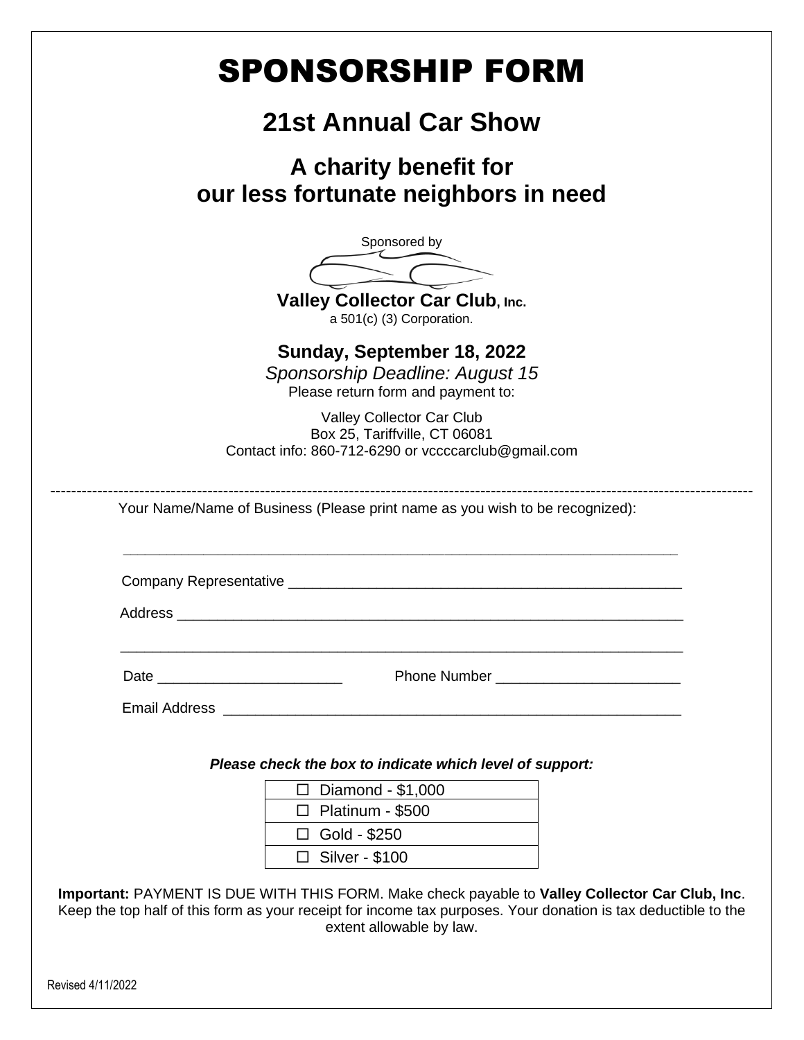# SPONSORSHIP FORM

## 21st Annual Car Show

## A charity benefit for our less fortunate neighbors in need

Sponsored by

**Valley Collector Car Club, Inc.**
a 501(c) (3) Corporation.

**Sunday, September 18, 2022**

*Sponsorship Deadline: August 15*

Please return form and payment to:

Valley Collector Car Club
Box 25, Tariffville, CT 06081
Contact info: 860-712-6290 or vccccarclub@gmail.com

---

Your Name/Name of Business (Please print name as you wish to be recognized):

_______________________________________________________________

Company Representative _________________________________________________

Address _______________________________________________________________

_______________________________________________________________

Date _______________________ Phone Number ______________________

Email Address _________________________________________________________

***Please check the box to indicate which level of support:***

| ☐ Diamond - $1,000 |
|---|
| ☐ Platinum - $500 |
| ☐ Gold - $250 |
| ☐ Silver - $100 |

**Important:** PAYMENT IS DUE WITH THIS FORM. Make check payable to **Valley Collector Car Club, Inc**. Keep the top half of this form as your receipt for income tax purposes. Your donation is tax deductible to the extent allowable by law.

Revised 4/11/2022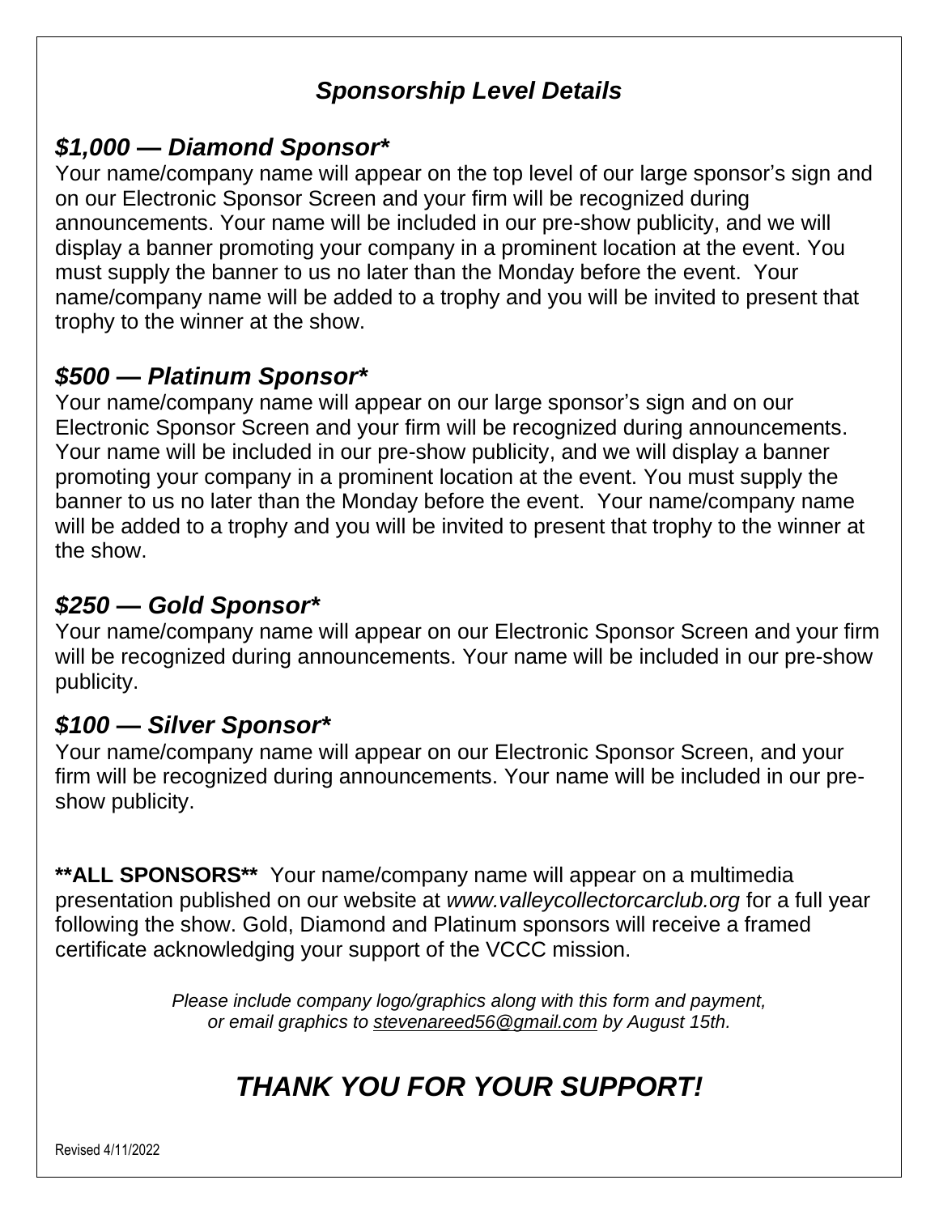## *Sponsorship Level Details*

### *$1,000 — Diamond Sponsor**

Your name/company name will appear on the top level of our large sponsor's sign and on our Electronic Sponsor Screen and your firm will be recognized during announcements. Your name will be included in our pre-show publicity, and we will display a banner promoting your company in a prominent location at the event. You must supply the banner to us no later than the Monday before the event. Your name/company name will be added to a trophy and you will be invited to present that trophy to the winner at the show.

### *$500 — Platinum Sponsor**

Your name/company name will appear on our large sponsor's sign and on our Electronic Sponsor Screen and your firm will be recognized during announcements. Your name will be included in our pre-show publicity, and we will display a banner promoting your company in a prominent location at the event. You must supply the banner to us no later than the Monday before the event. Your name/company name will be added to a trophy and you will be invited to present that trophy to the winner at the show.

### *$250 — Gold Sponsor**

Your name/company name will appear on our Electronic Sponsor Screen and your firm will be recognized during announcements. Your name will be included in our pre-show publicity.

### *$100 — Silver Sponsor**

Your name/company name will appear on our Electronic Sponsor Screen, and your firm will be recognized during announcements. Your name will be included in our pre-show publicity.

**\*\*ALL SPONSORS\*\*** Your name/company name will appear on a multimedia presentation published on our website at *www.valleycollectorcarclub.org* for a full year following the show. Gold, Diamond and Platinum sponsors will receive a framed certificate acknowledging your support of the VCCC mission.

*Please include company logo/graphics along with this form and payment, or email graphics to stevenareed56@gmail.com by August 15th.*

# *THANK YOU FOR YOUR SUPPORT!*

Revised 4/11/2022